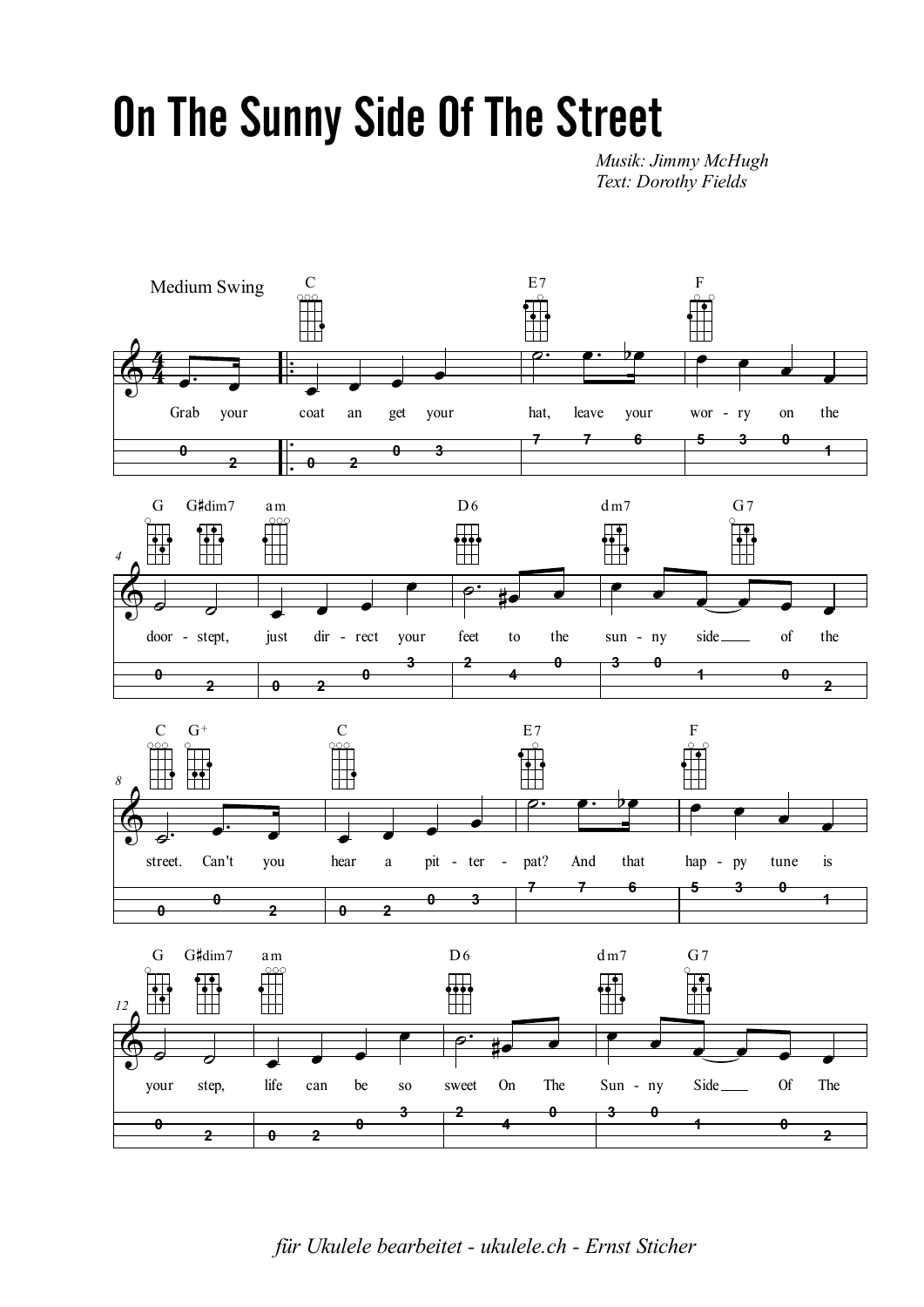# On The Sunny Side Of The Street

*Musik: Jimmy McHugh*
*Text: Dorothy Fields*

Medium Swing

C E7 F

Grab your coat an get your hat, leave your wor - ry on the

G G♯dim7 am D6 dm7 G7

door - stept, just dir - rect your feet to the sun - ny side of the

C G+ C E7 F

street. Can't you hear a pit - ter - pat? And that hap - py tune is

G G♯dim7 am D6 dm7 G7

your step, life can be so sweet On The Sun - ny Side Of The

*für Ukulele bearbeitet - ukulele.ch - Ernst Sticher*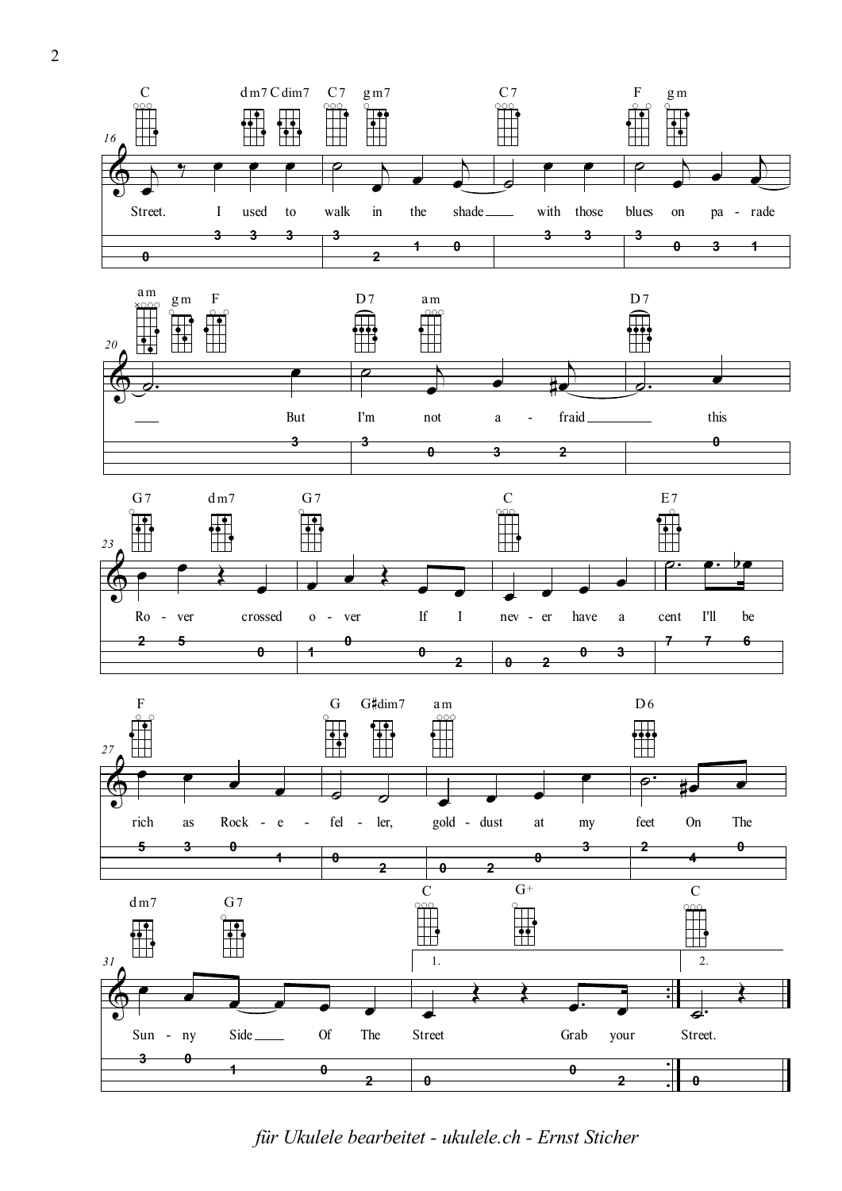C dm7 Cdim7 C7 gm7 C7 F gm

Street. I used to walk in the shade with those blues on pa - rade

am gm F D7 am D7

But I'm not a - fraid this

G7 dm7 G7 C E7

Ro - ver crossed o - ver If I nev - er have a cent I'll be

F G G♯dim7 am D6

rich as Rock - e - fel - ler, gold - dust at my feet On The

dm7 G7 C G+ C

1. 2.

Sun - ny Side Of The Street Grab your Street.

*für Ukulele bearbeitet - ukulele.ch - Ernst Sticher*